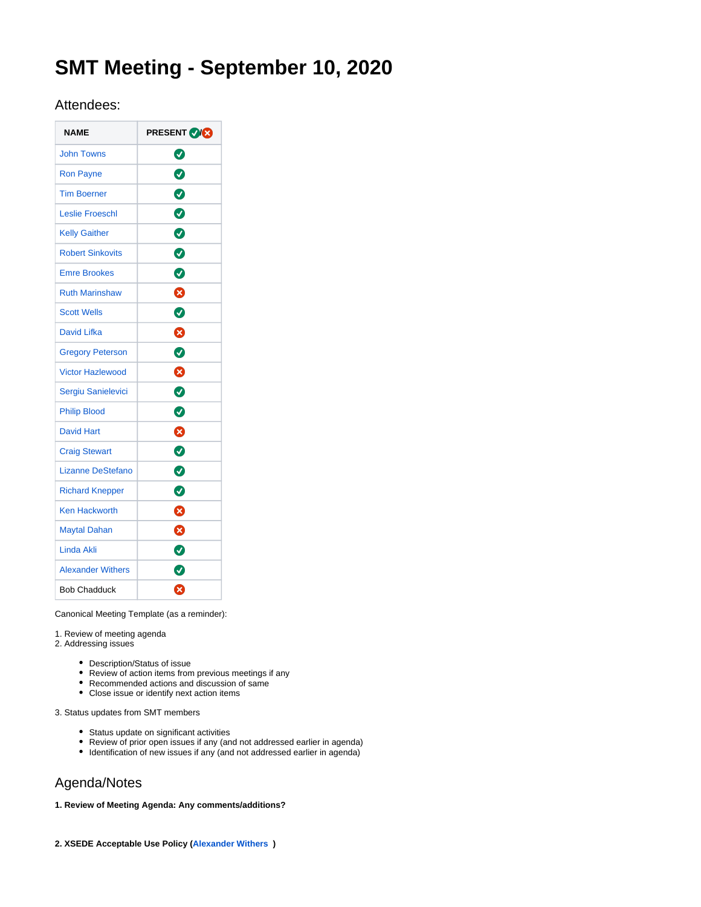# SMT Meeting - September 10, 2020

## Attendees:

| NAME | PRESENT ✅/❌ |
|---|---|
| John Towns | ✅ |
| Ron Payne | ✅ |
| Tim Boerner | ✅ |
| Leslie Froeschl | ✅ |
| Kelly Gaither | ✅ |
| Robert Sinkovits | ✅ |
| Emre Brookes | ✅ |
| Ruth Marinshaw | ❌ |
| Scott Wells | ✅ |
| David Lifka | ❌ |
| Gregory Peterson | ✅ |
| Victor Hazlewood | ❌ |
| Sergiu Sanielevici | ✅ |
| Philip Blood | ✅ |
| David Hart | ❌ |
| Craig Stewart | ✅ |
| Lizanne DeStefano | ✅ |
| Richard Knepper | ✅ |
| Ken Hackworth | ❌ |
| Maytal Dahan | ❌ |
| Linda Akli | ✅ |
| Alexander Withers | ✅ |
| Bob Chadduck | ❌ |

Canonical Meeting Template (as a reminder):

1. Review of meeting agenda
2. Addressing issues
    - Description/Status of issue
    - Review of action items from previous meetings if any
    - Recommended actions and discussion of same
    - Close issue or identify next action items
3. Status updates from SMT members
    - Status update on significant activities
    - Review of prior open issues if any (and not addressed earlier in agenda)
    - Identification of new issues if any (and not addressed earlier in agenda)

## Agenda/Notes

**1. Review of Meeting Agenda: Any comments/additions?**

**2. XSEDE Acceptable Use Policy (Alexander Withers )**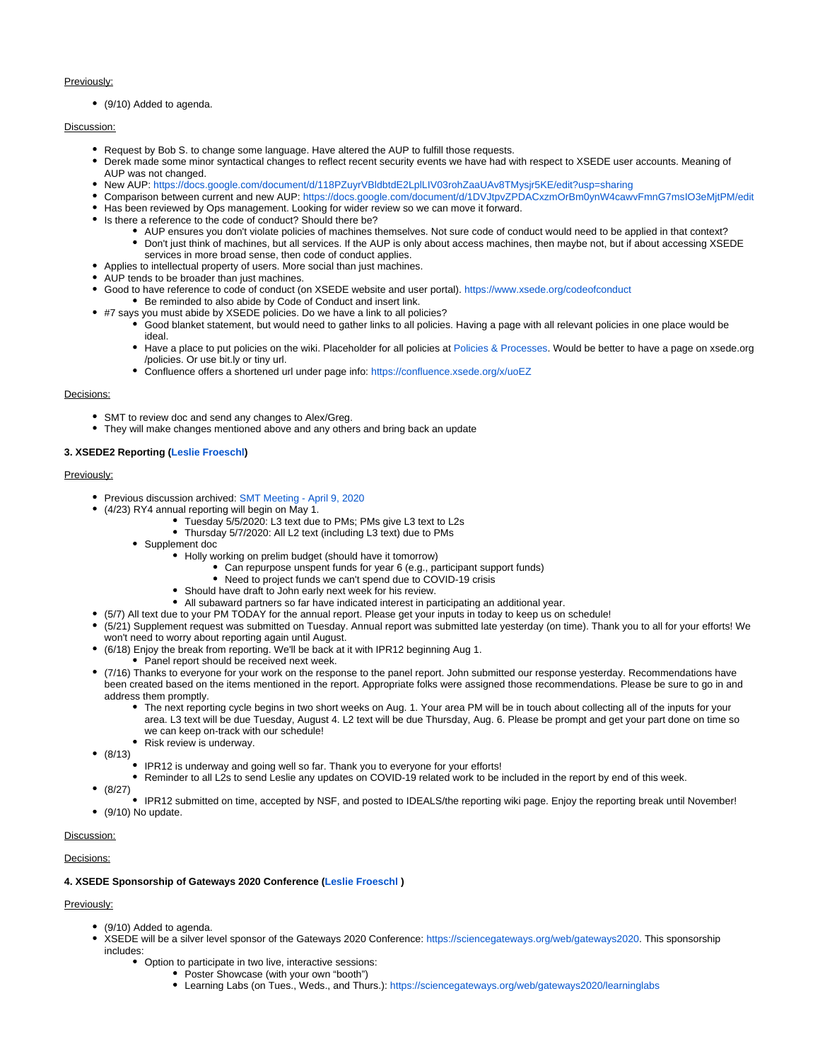Previously:

- (9/10) Added to agenda.

Discussion:

- Request by Bob S. to change some language. Have altered the AUP to fulfill those requests.
- Derek made some minor syntactical changes to reflect recent security events we have had with respect to XSEDE user accounts. Meaning of AUP was not changed.
- New AUP: https://docs.google.com/document/d/118PZuyrVBldbtdE2LplLIV03rohZaaUAv8TMysjr5KE/edit?usp=sharing
- Comparison between current and new AUP: https://docs.google.com/document/d/1DVJtpvZPDACxzmOrBm0ynW4cawvFmnG7msIO3eMjtPM/edit
- Has been reviewed by Ops management. Looking for wider review so we can move it forward.
- Is there a reference to the code of conduct? Should there be?
    - AUP ensures you don't violate policies of machines themselves. Not sure code of conduct would need to be applied in that context?
    - Don't just think of machines, but all services. If the AUP is only about access machines, then maybe not, but if about accessing XSEDE services in more broad sense, then code of conduct applies.
- Applies to intellectual property of users. More social than just machines.
- AUP tends to be broader than just machines.
- Good to have reference to code of conduct (on XSEDE website and user portal). https://www.xsede.org/codeofconduct
    - Be reminded to also abide by Code of Conduct and insert link.
- #7 says you must abide by XSEDE policies. Do we have a link to all policies?
    - Good blanket statement, but would need to gather links to all policies. Having a page with all relevant policies in one place would be ideal.
    - Have a place to put policies on the wiki. Placeholder for all policies at Policies & Processes. Would be better to have a page on xsede.org /policies. Or use bit.ly or tiny url.
    - Confluence offers a shortened url under page info: https://confluence.xsede.org/x/uoEZ

Decisions:

- SMT to review doc and send any changes to Alex/Greg.
- They will make changes mentioned above and any others and bring back an update

**3. XSEDE2 Reporting (Leslie Froeschl)**

Previously:

- Previous discussion archived: SMT Meeting - April 9, 2020
- (4/23) RY4 annual reporting will begin on May 1.
    - Tuesday 5/5/2020: L3 text due to PMs; PMs give L3 text to L2s
    - Thursday 5/7/2020: All L2 text (including L3 text) due to PMs
    - Supplement doc
        - Holly working on prelim budget (should have it tomorrow)
            - Can repurpose unspent funds for year 6 (e.g., participant support funds)
            - Need to project funds we can't spend due to COVID-19 crisis
        - Should have draft to John early next week for his review.
        - All subaward partners so far have indicated interest in participating an additional year.
- (5/7) All text due to your PM TODAY for the annual report. Please get your inputs in today to keep us on schedule!
- (5/21) Supplement request was submitted on Tuesday. Annual report was submitted late yesterday (on time). Thank you to all for your efforts! We won't need to worry about reporting again until August.
- (6/18) Enjoy the break from reporting. We'll be back at it with IPR12 beginning Aug 1.
    - Panel report should be received next week.
- (7/16) Thanks to everyone for your work on the response to the panel report. John submitted our response yesterday. Recommendations have been created based on the items mentioned in the report. Appropriate folks were assigned those recommendations. Please be sure to go in and address them promptly.
    - The next reporting cycle begins in two short weeks on Aug. 1. Your area PM will be in touch about collecting all of the inputs for your area. L3 text will be due Tuesday, August 4. L2 text will be due Thursday, Aug. 6. Please be prompt and get your part done on time so we can keep on-track with our schedule!
    - Risk review is underway.
- (8/13)
    - IPR12 is underway and going well so far. Thank you to everyone for your efforts!
    - Reminder to all L2s to send Leslie any updates on COVID-19 related work to be included in the report by end of this week.
- (8/27)
    - IPR12 submitted on time, accepted by NSF, and posted to IDEALS/the reporting wiki page. Enjoy the reporting break until November!
- (9/10) No update.

Discussion:

Decisions:

**4. XSEDE Sponsorship of Gateways 2020 Conference (Leslie Froeschl )**

Previously:

- (9/10) Added to agenda.
- XSEDE will be a silver level sponsor of the Gateways 2020 Conference: https://sciencegateways.org/web/gateways2020. This sponsorship includes:
    - Option to participate in two live, interactive sessions:
        - Poster Showcase (with your own "booth")
        - Learning Labs (on Tues., Weds., and Thurs.): https://sciencegateways.org/web/gateways2020/learninglabs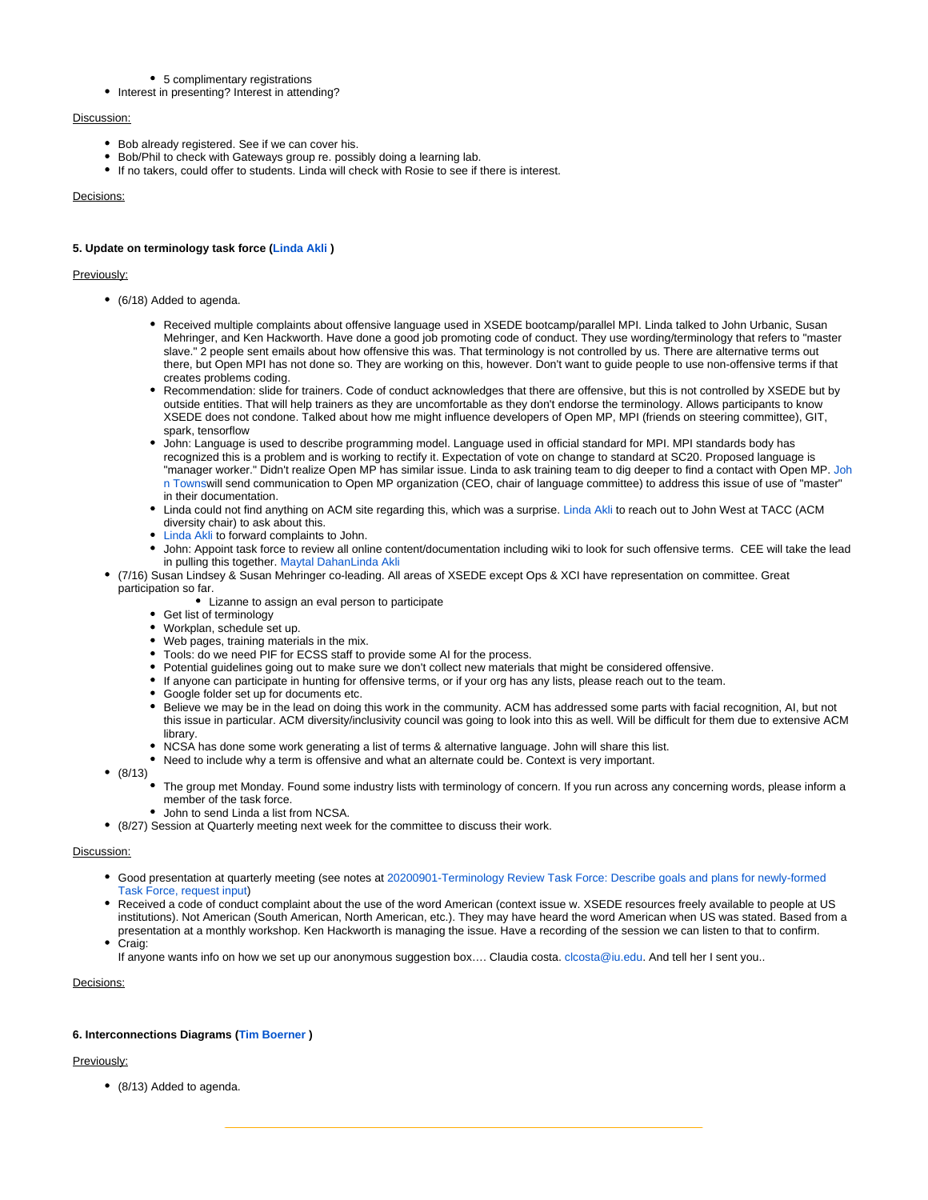- 5 complimentary registrations
- Interest in presenting? Interest in attending?

Discussion:

- Bob already registered. See if we can cover his.
- Bob/Phil to check with Gateways group re. possibly doing a learning lab.
- If no takers, could offer to students. Linda will check with Rosie to see if there is interest.

Decisions:

**5. Update on terminology task force (Linda Akli )**

Previously:

- (6/18) Added to agenda.
    - Received multiple complaints about offensive language used in XSEDE bootcamp/parallel MPI. Linda talked to John Urbanic, Susan Mehringer, and Ken Hackworth. Have done a good job promoting code of conduct. They use wording/terminology that refers to "master slave." 2 people sent emails about how offensive this was. That terminology is not controlled by us. There are alternative terms out there, but Open MPI has not done so. They are working on this, however. Don't want to guide people to use non-offensive terms if that creates problems coding.
    - Recommendation: slide for trainers. Code of conduct acknowledges that there are offensive, but this is not controlled by XSEDE but by outside entities. That will help trainers as they are uncomfortable as they don't endorse the terminology. Allows participants to know XSEDE does not condone. Talked about how me might influence developers of Open MP, MPI (friends on steering committee), GIT, spark, tensorflow
    - John: Language is used to describe programming model. Language used in official standard for MPI. MPI standards body has recognized this is a problem and is working to rectify it. Expectation of vote on change to standard at SC20. Proposed language is "manager worker." Didn't realize Open MP has similar issue. Linda to ask training team to dig deeper to find a contact with Open MP. John Townswill send communication to Open MP organization (CEO, chair of language committee) to address this issue of use of "master" in their documentation.
    - Linda could not find anything on ACM site regarding this, which was a surprise. Linda Akli to reach out to John West at TACC (ACM diversity chair) to ask about this.
    - Linda Akli to forward complaints to John.
    - John: Appoint task force to review all online content/documentation including wiki to look for such offensive terms. CEE will take the lead in pulling this together. Maytal DahanLinda Akli
- (7/16) Susan Lindsey & Susan Mehringer co-leading. All areas of XSEDE except Ops & XCI have representation on committee. Great participation so far.
        - Lizanne to assign an eval person to participate
    - Get list of terminology
    - Workplan, schedule set up.
    - Web pages, training materials in the mix.
    - Tools: do we need PIF for ECSS staff to provide some AI for the process.
    - Potential guidelines going out to make sure we don't collect new materials that might be considered offensive.
    - If anyone can participate in hunting for offensive terms, or if your org has any lists, please reach out to the team.
    - Google folder set up for documents etc.
    - Believe we may be in the lead on doing this work in the community. ACM has addressed some parts with facial recognition, AI, but not this issue in particular. ACM diversity/inclusivity council was going to look into this as well. Will be difficult for them due to extensive ACM library.
    - NCSA has done some work generating a list of terms & alternative language. John will share this list.
    - Need to include why a term is offensive and what an alternate could be. Context is very important.
- (8/13)
    - The group met Monday. Found some industry lists with terminology of concern. If you run across any concerning words, please inform a member of the task force.
    - John to send Linda a list from NCSA.
- (8/27) Session at Quarterly meeting next week for the committee to discuss their work.

Discussion:

- Good presentation at quarterly meeting (see notes at 20200901-Terminology Review Task Force: Describe goals and plans for newly-formed Task Force, request input)
- Received a code of conduct complaint about the use of the word American (context issue w. XSEDE resources freely available to people at US institutions). Not American (South American, North American, etc.). They may have heard the word American when US was stated. Based from a presentation at a monthly workshop. Ken Hackworth is managing the issue. Have a recording of the session we can listen to that to confirm.
- Craig:
  If anyone wants info on how we set up our anonymous suggestion box…. Claudia costa. clcosta@iu.edu. And tell her I sent you..

Decisions:

**6. Interconnections Diagrams (Tim Boerner )**

Previously:

- (8/13) Added to agenda.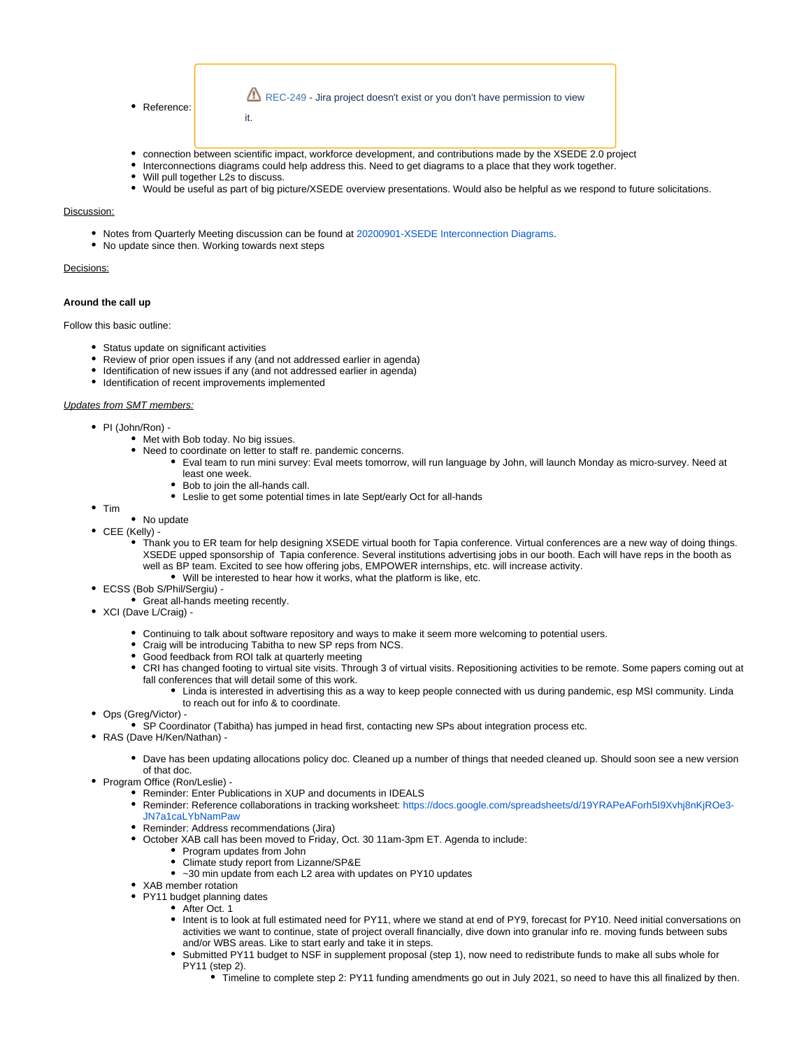- Reference: ⚠ REC-249 - Jira project doesn't exist or you don't have permission to view it.
- connection between scientific impact, workforce development, and contributions made by the XSEDE 2.0 project
- Interconnections diagrams could help address this. Need to get diagrams to a place that they work together.
- Will pull together L2s to discuss.
- Would be useful as part of big picture/XSEDE overview presentations. Would also be helpful as we respond to future solicitations.

Discussion:

- Notes from Quarterly Meeting discussion can be found at 20200901-XSEDE Interconnection Diagrams.
- No update since then. Working towards next steps

Decisions:

**Around the call up**

Follow this basic outline:

- Status update on significant activities
- Review of prior open issues if any (and not addressed earlier in agenda)
- Identification of new issues if any (and not addressed earlier in agenda)
- Identification of recent improvements implemented

*Updates from SMT members:*

- PI (John/Ron) -
  - Met with Bob today. No big issues.
  - Need to coordinate on letter to staff re. pandemic concerns.
    - Eval team to run mini survey: Eval meets tomorrow, will run language by John, will launch Monday as micro-survey. Need at least one week.
    - Bob to join the all-hands call.
    - Leslie to get some potential times in late Sept/early Oct for all-hands
- Tim
  - No update
- CEE (Kelly) -
  - Thank you to ER team for help designing XSEDE virtual booth for Tapia conference. Virtual conferences are a new way of doing things. XSEDE upped sponsorship of Tapia conference. Several institutions advertising jobs in our booth. Each will have reps in the booth as well as BP team. Excited to see how offering jobs, EMPOWER internships, etc. will increase activity.
    - Will be interested to hear how it works, what the platform is like, etc.
- ECSS (Bob S/Phil/Sergiu) -
  - Great all-hands meeting recently.
- XCI (Dave L/Craig) -
  - Continuing to talk about software repository and ways to make it seem more welcoming to potential users.
  - Craig will be introducing Tabitha to new SP reps from NCS.
  - Good feedback from ROI talk at quarterly meeting
  - CRI has changed footing to virtual site visits. Through 3 of virtual visits. Repositioning activities to be remote. Some papers coming out at fall conferences that will detail some of this work.
    - Linda is interested in advertising this as a way to keep people connected with us during pandemic, esp MSI community. Linda to reach out for info & to coordinate.
- Ops (Greg/Victor) -
  - SP Coordinator (Tabitha) has jumped in head first, contacting new SPs about integration process etc.
- RAS (Dave H/Ken/Nathan) -
  - Dave has been updating allocations policy doc. Cleaned up a number of things that needed cleaned up. Should soon see a new version of that doc.
- Program Office (Ron/Leslie) -
  - Reminder: Enter Publications in XUP and documents in IDEALS
  - Reminder: Reference collaborations in tracking worksheet: https://docs.google.com/spreadsheets/d/19YRAPeAForh5I9Xvhj8nKjROe3-JN7a1caLYbNamPaw
  - Reminder: Address recommendations (Jira)
  - October XAB call has been moved to Friday, Oct. 30 11am-3pm ET. Agenda to include:
    - Program updates from John
    - Climate study report from Lizanne/SP&E
    - ~30 min update from each L2 area with updates on PY10 updates
  - XAB member rotation
  - PY11 budget planning dates
    - After Oct. 1
    - Intent is to look at full estimated need for PY11, where we stand at end of PY9, forecast for PY10. Need initial conversations on activities we want to continue, state of project overall financially, dive down into granular info re. moving funds between subs and/or WBS areas. Like to start early and take it in steps.
    - Submitted PY11 budget to NSF in supplement proposal (step 1), now need to redistribute funds to make all subs whole for PY11 (step 2).
      - Timeline to complete step 2: PY11 funding amendments go out in July 2021, so need to have this all finalized by then.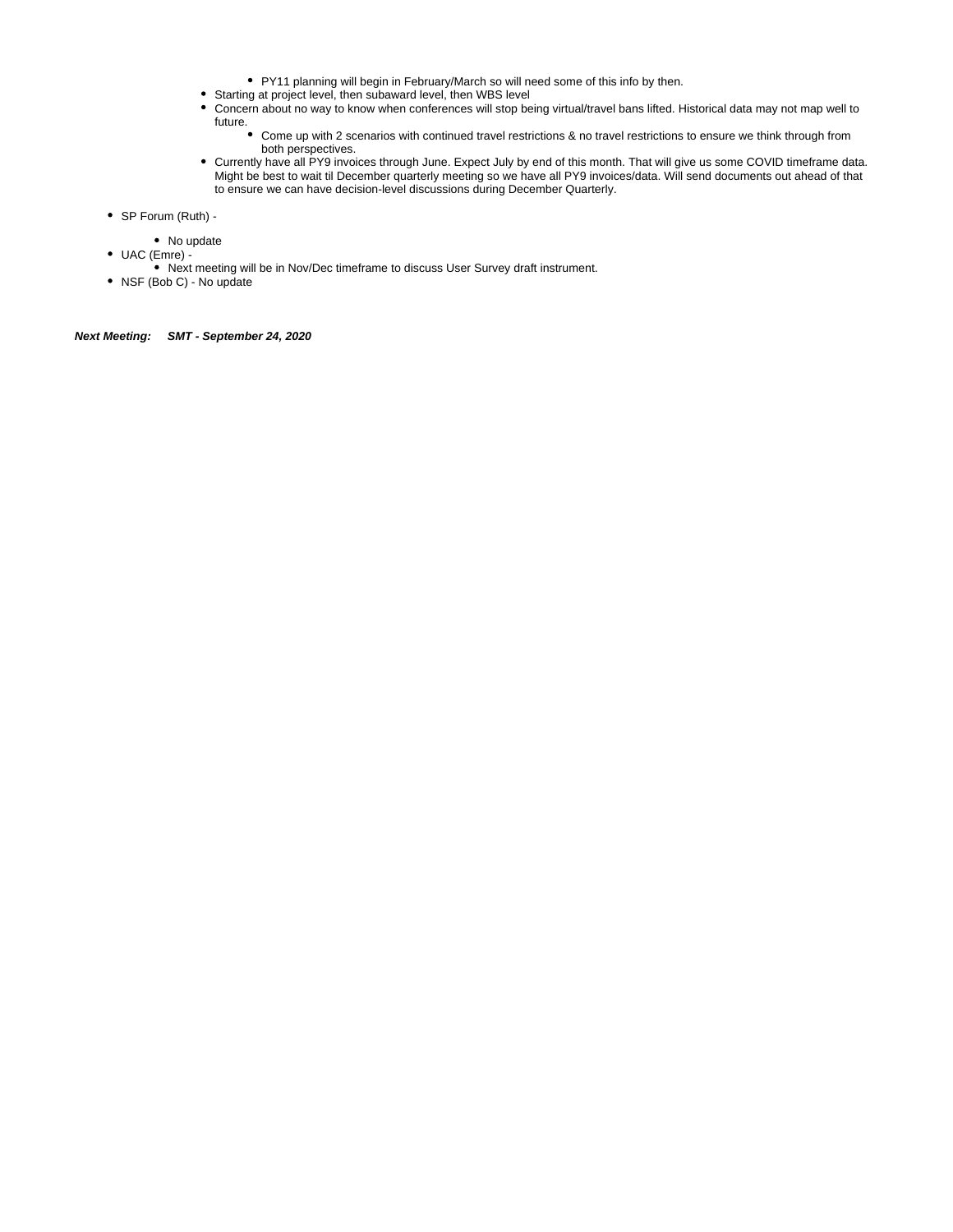- PY11 planning will begin in February/March so will need some of this info by then.
        - Starting at project level, then subaward level, then WBS level
        - Concern about no way to know when conferences will stop being virtual/travel bans lifted. Historical data may not map well to future.
            - Come up with 2 scenarios with continued travel restrictions & no travel restrictions to ensure we think through from both perspectives.
        - Currently have all PY9 invoices through June. Expect July by end of this month. That will give us some COVID timeframe data. Might be best to wait til December quarterly meeting so we have all PY9 invoices/data. Will send documents out ahead of that to ensure we can have decision-level discussions during December Quarterly.

- SP Forum (Ruth) -
    - No update
- UAC (Emre) -
    - Next meeting will be in Nov/Dec timeframe to discuss User Survey draft instrument.
- NSF (Bob C) - No update

***Next Meeting:     SMT - September 24, 2020***